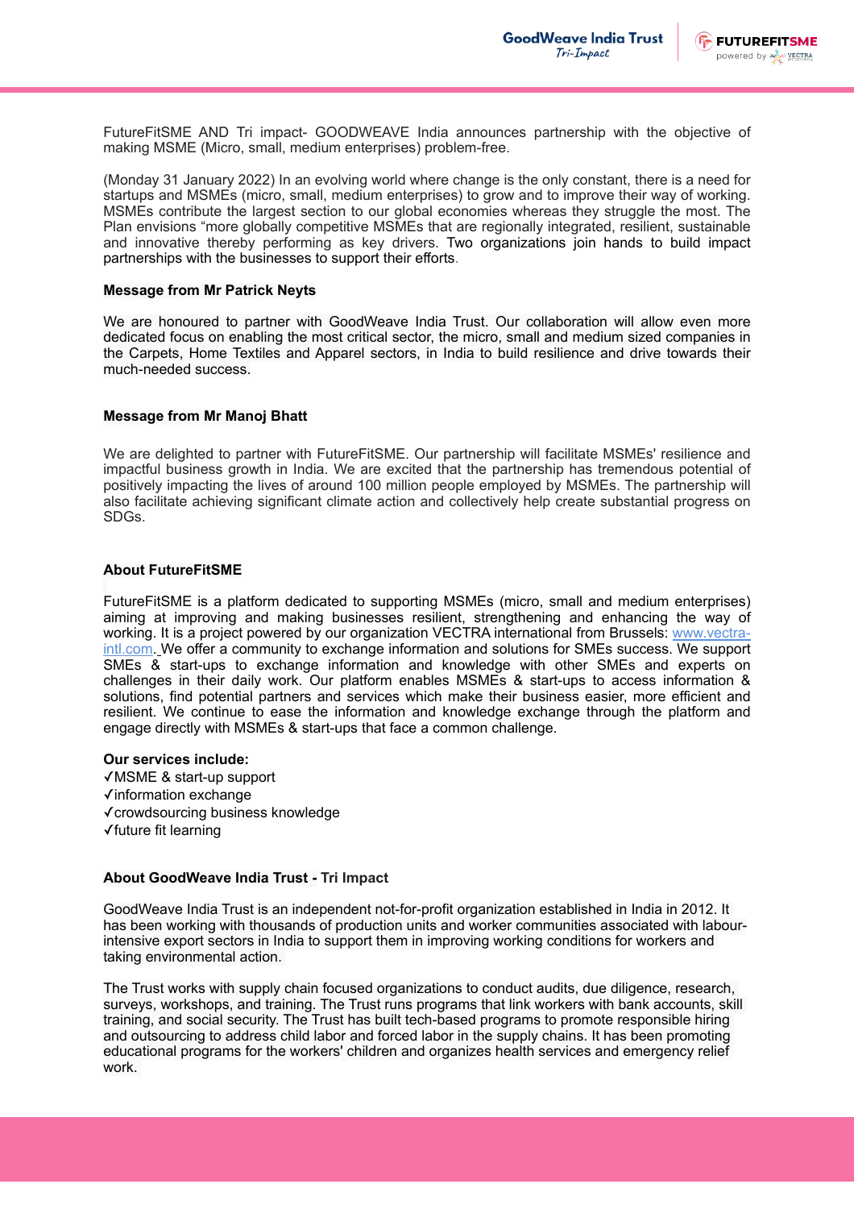FutureFitSME AND Tri impact- GOODWEAVE India announces partnership with the objective of making MSME (Micro, small, medium enterprises) problem-free.

(Monday 31 January 2022) In an evolving world where change is the only constant, there is a need for startups and MSMEs (micro, small, medium enterprises) to grow and to improve their way of working. MSMEs contribute the largest section to our global economies whereas they struggle the most. The Plan envisions "more globally competitive MSMEs that are regionally integrated, resilient, sustainable and innovative thereby performing as key drivers. Two organizations join hands to build impact partnerships with the businesses to support their efforts.

**Message from Mr Patrick Neyts**

We are honoured to partner with GoodWeave India Trust. Our collaboration will allow even more dedicated focus on enabling the most critical sector, the micro, small and medium sized companies in the Carpets, Home Textiles and Apparel sectors, in India to build resilience and drive towards their much-needed success.

**Message from Mr Manoj Bhatt**

We are delighted to partner with FutureFitSME. Our partnership will facilitate MSMEs' resilience and impactful business growth in India. We are excited that the partnership has tremendous potential of positively impacting the lives of around 100 million people employed by MSMEs. The partnership will also facilitate achieving significant climate action and collectively help create substantial progress on SDGs.

**About FutureFitSME**

FutureFitSME is a platform dedicated to supporting MSMEs (micro, small and medium enterprises) aiming at improving and making businesses resilient, strengthening and enhancing the way of working. It is a project powered by our organization VECTRA international from Brussels: www.vectra-intl.com. We offer a community to exchange information and solutions for SMEs success. We support SMEs & start-ups to exchange information and knowledge with other SMEs and experts on challenges in their daily work. Our platform enables MSMEs & start-ups to access information & solutions, find potential partners and services which make their business easier, more efficient and resilient. We continue to ease the information and knowledge exchange through the platform and engage directly with MSMEs & start-ups that face a common challenge.

**Our services include:**

✓MSME & start-up support
✓information exchange
✓crowdsourcing business knowledge
✓future fit learning

**About GoodWeave India Trust - Tri Impact**

GoodWeave India Trust is an independent not-for-profit organization established in India in 2012. It has been working with thousands of production units and worker communities associated with labour-intensive export sectors in India to support them in improving working conditions for workers and taking environmental action.

The Trust works with supply chain focused organizations to conduct audits, due diligence, research, surveys, workshops, and training. The Trust runs programs that link workers with bank accounts, skill training, and social security. The Trust has built tech-based programs to promote responsible hiring and outsourcing to address child labor and forced labor in the supply chains. It has been promoting educational programs for the workers' children and organizes health services and emergency relief work.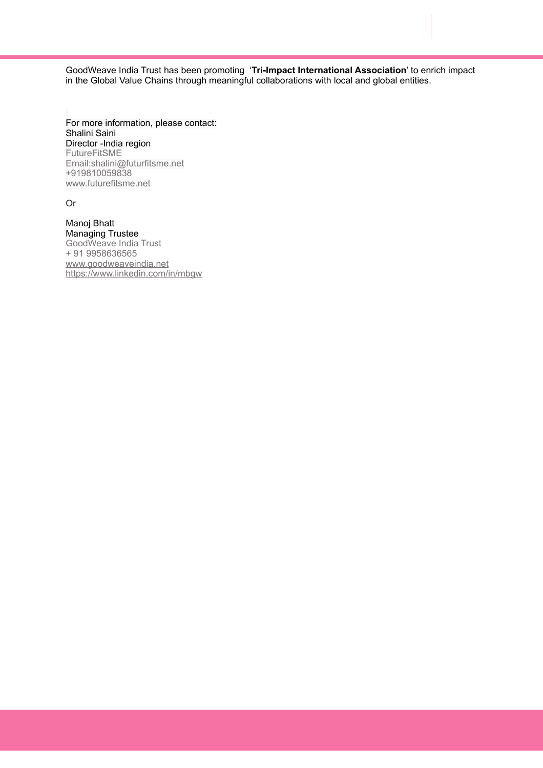GoodWeave India Trust has been promoting '**Tri-Impact International Association**' to enrich impact in the Global Value Chains through meaningful collaborations with local and global entities.

For more information, please contact:  
Shalini Saini  
Director -India region  
FutureFitSME  
Email:shalini@futurfitsme.net  
+919810059838  
www.futurefitsme.net

Or

Manoj Bhatt  
Managing Trustee  
GoodWeave India Trust  
+ 91 9958636565  
www.goodweaveindia.net  
https://www.linkedin.com/in/mbgw